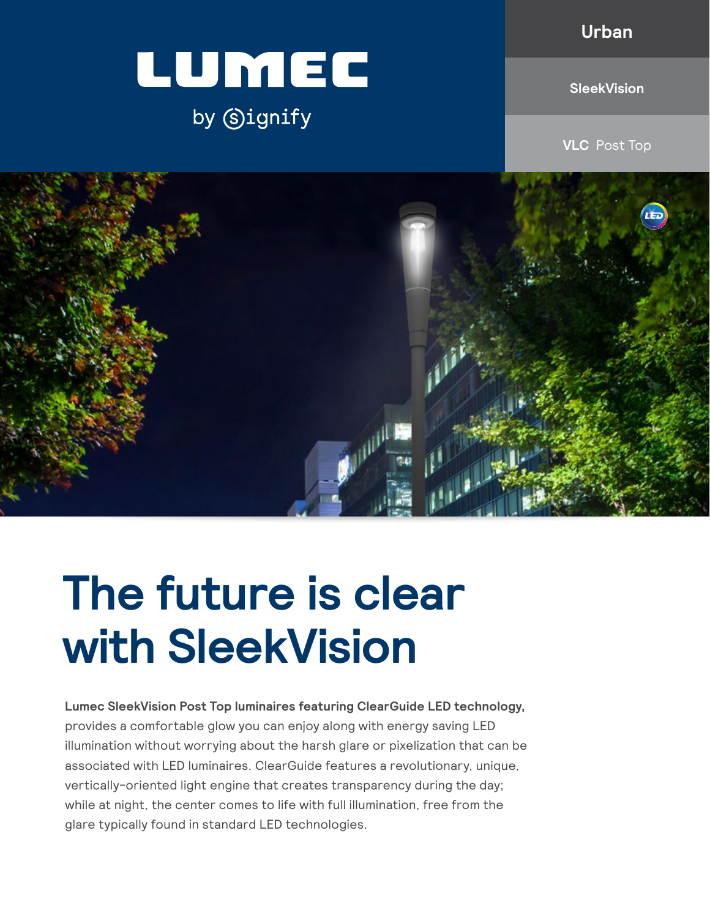LUMEC

by Signify

Urban

SleekVision

**VLC** Post Top

# The future is clear with SleekVision

**Lumec SleekVision Post Top luminaires featuring ClearGuide LED technology,** provides a comfortable glow you can enjoy along with energy saving LED illumination without worrying about the harsh glare or pixelization that can be associated with LED luminaires. ClearGuide features a revolutionary, unique, vertically-oriented light engine that creates transparency during the day; while at night, the center comes to life with full illumination, free from the glare typically found in standard LED technologies.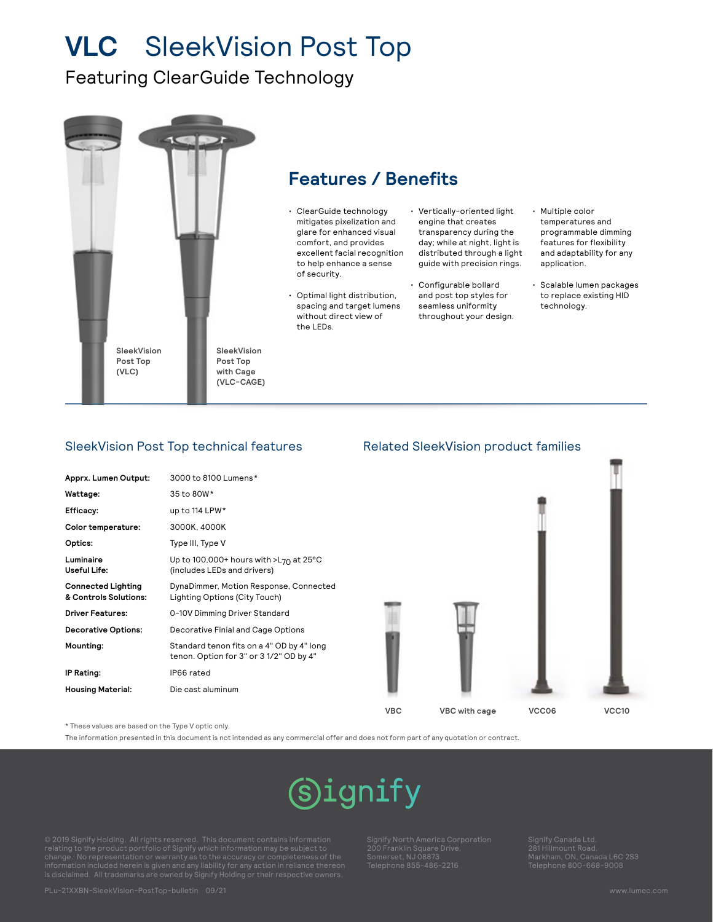# VLC SleekVision Post Top

## Featuring ClearGuide Technology

SleekVision Post Top (VLC)

SleekVision Post Top with Cage (VLC-CAGE)

## Features / Benefits

- ClearGuide technology mitigates pixelization and glare for enhanced visual comfort, and provides excellent facial recognition to help enhance a sense of security.
- Optimal light distribution, spacing and target lumens without direct view of the LEDs.
- Vertically-oriented light engine that creates transparency during the day; while at night, light is distributed through a light guide with precision rings.
- Configurable bollard and post top styles for seamless uniformity throughout your design.
- Multiple color temperatures and programmable dimming features for flexibility and adaptability for any application.
- Scalable lumen packages to replace existing HID technology.

### SleekVision Post Top technical features

| | |
|---|---|
| **Apprx. Lumen Output:** | 3000 to 8100 Lumens* |
| **Wattage:** | 35 to 80W* |
| **Efficacy:** | up to 114 LPW* |
| **Color temperature:** | 3000K, 4000K |
| **Optics:** | Type III, Type V |
| **Luminaire Useful Life:** | Up to 100,000+ hours with >$L_{70}$ at 25°C (includes LEDs and drivers) |
| **Connected Lighting & Controls Solutions:** | DynaDimmer, Motion Response, Connected Lighting Options (City Touch) |
| **Driver Features:** | 0-10V Dimming Driver Standard |
| **Decorative Options:** | Decorative Finial and Cage Options |
| **Mounting:** | Standard tenon fits on a 4" OD by 4" long tenon. Option for 3" or 3 1/2" OD by 4" |
| **IP Rating:** | IP66 rated |
| **Housing Material:** | Die cast aluminum |

### Related SleekVision product families

VBC

VBC with cage

VCC06

VCC10

\* These values are based on the Type V optic only.

The information presented in this document is not intended as any commercial offer and does not form part of any quotation or contract.

signify

© 2019 Signify Holding. All rights reserved. This document contains information relating to the product portfolio of Signify which information may be subject to change. No representation or warranty as to the accuracy or completeness of the information included herein is given and any liability for any action in reliance thereon is disclaimed. All trademarks are owned by Signify Holding or their respective owners.

Signify North America Corporation
200 Franklin Square Drive,
Somerset, NJ 08873
Telephone 855-486-2216

Signify Canada Ltd.
281 Hillmount Road,
Markham, ON, Canada L6C 2S3
Telephone 800-668-9008

PLu-21XXBN-SleekVision-PostTop-bulletin 09/21

www.lumec.com